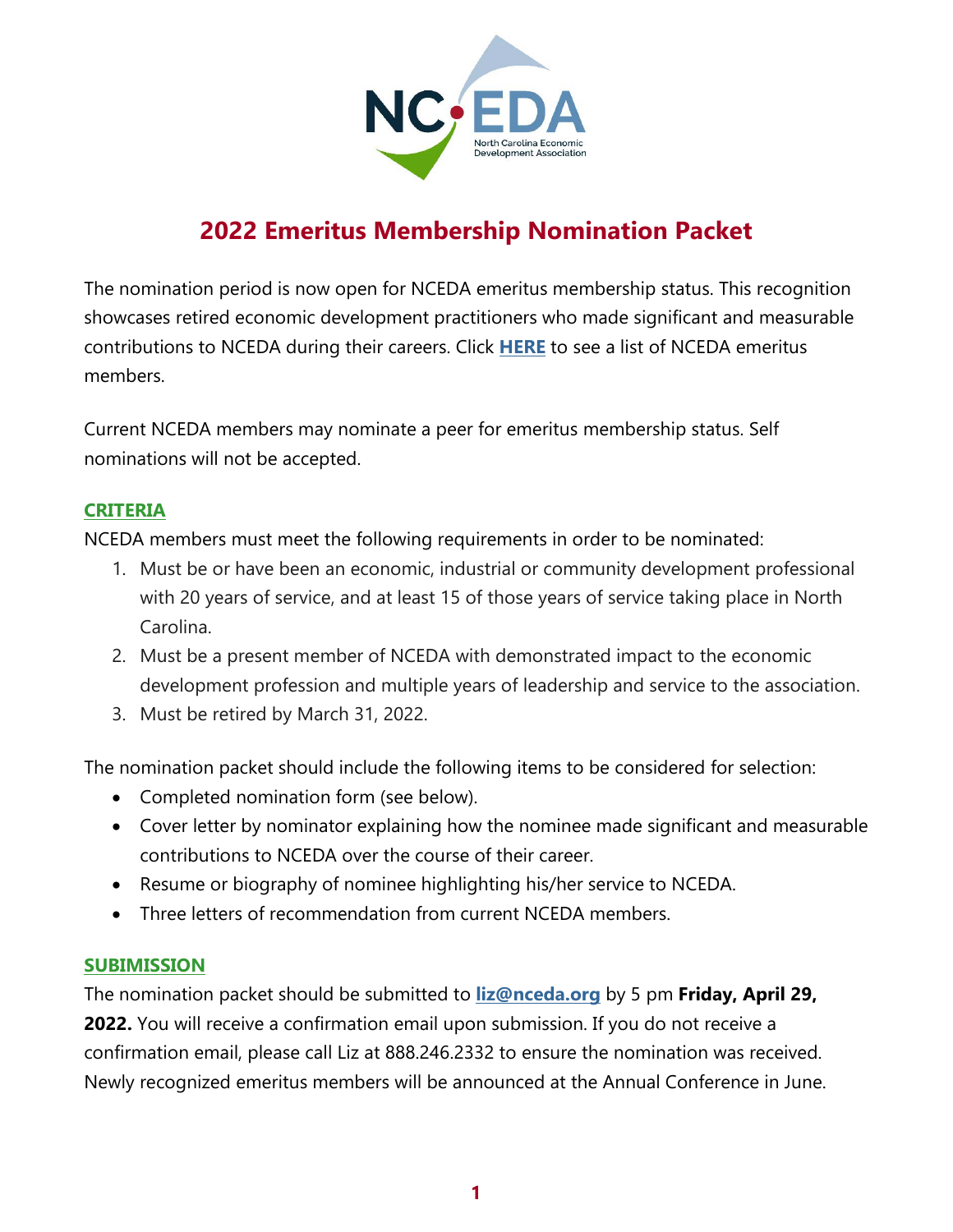# 2022 Emeritus Membership Nomination Packet

The nomination period is now open for NCEDA emeritus membership status. This recognition showcases retired economic development practitioners who made significant and measurable contributions to NCEDA during their careers. Click **HERE** to see a list of NCEDA emeritus members.

Current NCEDA members may nominate a peer for emeritus membership status. Self nominations will not be accepted.

## CRITERIA

NCEDA members must meet the following requirements in order to be nominated:

1. Must be or have been an economic, industrial or community development professional with 20 years of service, and at least 15 of those years of service taking place in North Carolina.
2. Must be a present member of NCEDA with demonstrated impact to the economic development profession and multiple years of leadership and service to the association.
3. Must be retired by March 31, 2022.

The nomination packet should include the following items to be considered for selection:

- Completed nomination form (see below).
- Cover letter by nominator explaining how the nominee made significant and measurable contributions to NCEDA over the course of their career.
- Resume or biography of nominee highlighting his/her service to NCEDA.
- Three letters of recommendation from current NCEDA members.

## SUBIMISSION

The nomination packet should be submitted to **liz@nceda.org** by 5 pm **Friday, April 29, 2022.** You will receive a confirmation email upon submission. If you do not receive a confirmation email, please call Liz at 888.246.2332 to ensure the nomination was received. Newly recognized emeritus members will be announced at the Annual Conference in June.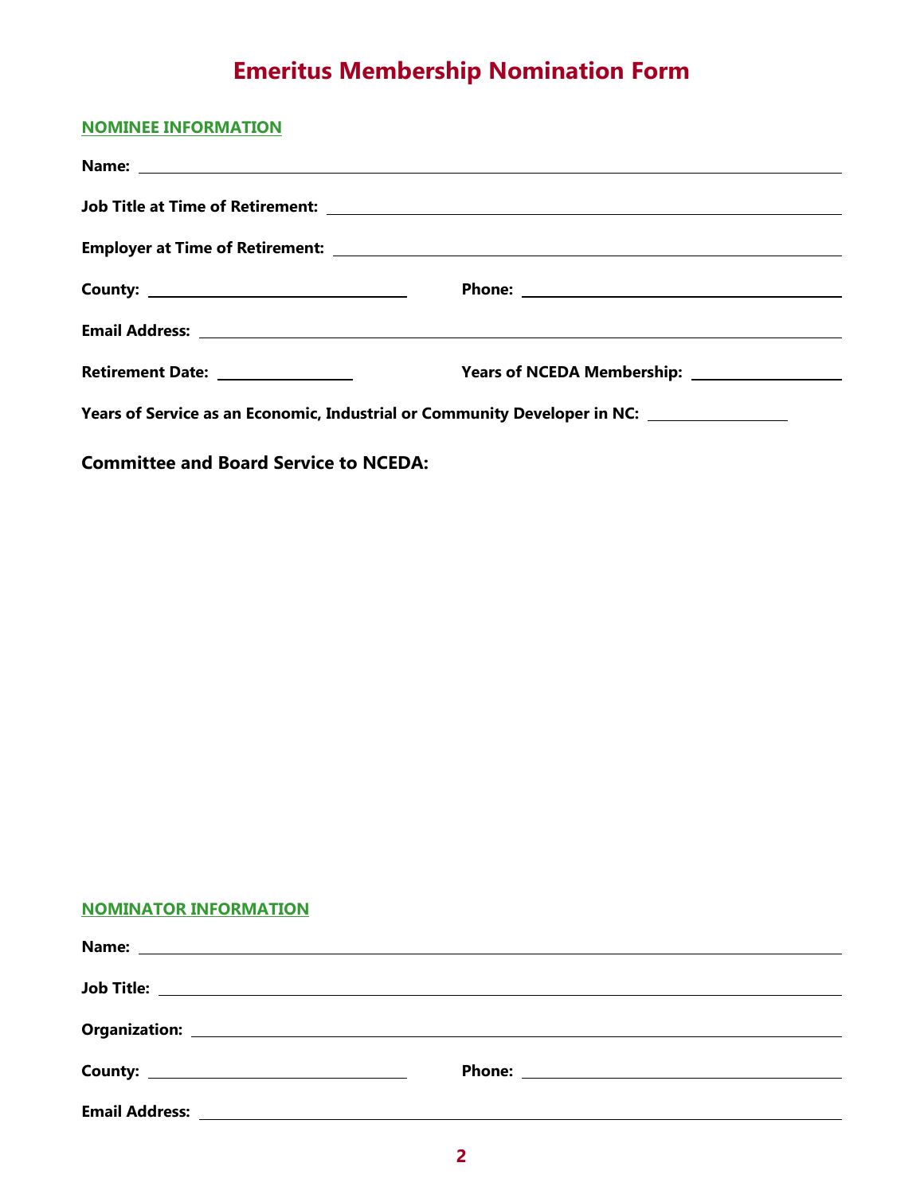# Emeritus Membership Nomination Form

## NOMINEE INFORMATION

**Name:** ______________________________

**Job Title at Time of Retirement:** ______________________________

**Employer at Time of Retirement:** ______________________________

**County:** ______________________________ **Phone:** ______________________________

**Email Address:** ______________________________

**Retirement Date:** ______________ **Years of NCEDA Membership:** ______________

**Years of Service as an Economic, Industrial or Community Developer in NC:** ______________

### Committee and Board Service to NCEDA:

## NOMINATOR INFORMATION

**Name:** ______________________________

**Job Title:** ______________________________

**Organization:** ______________________________

**County:** ______________________________ **Phone:** ______________________________

**Email Address:** ______________________________